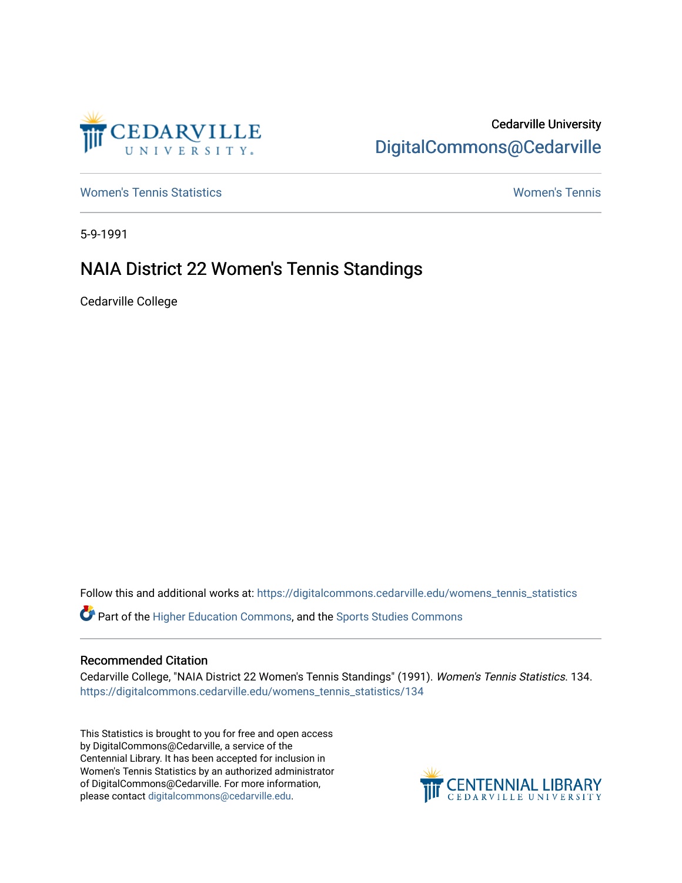Cedarville University

DigitalCommons@Cedarville

Women's Tennis Statistics

Women's Tennis

5-9-1991

# NAIA District 22 Women's Tennis Standings

Cedarville College

Follow this and additional works at: https://digitalcommons.cedarville.edu/womens_tennis_statistics

Part of the Higher Education Commons, and the Sports Studies Commons

## Recommended Citation

Cedarville College, "NAIA District 22 Women's Tennis Standings" (1991). *Women's Tennis Statistics*. 134.
https://digitalcommons.cedarville.edu/womens_tennis_statistics/134

This Statistics is brought to you for free and open access by DigitalCommons@Cedarville, a service of the Centennial Library. It has been accepted for inclusion in Women's Tennis Statistics by an authorized administrator of DigitalCommons@Cedarville. For more information, please contact digitalcommons@cedarville.edu.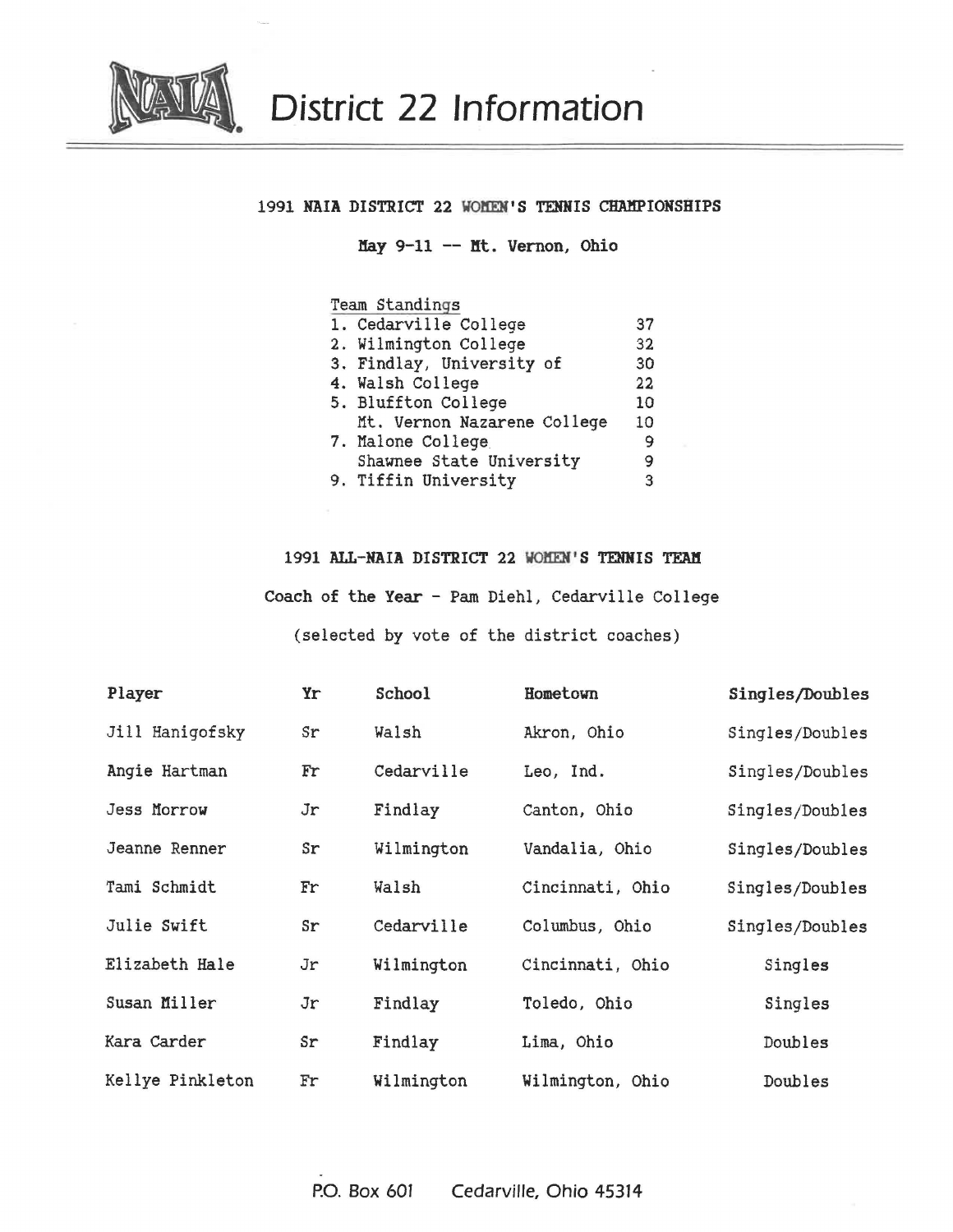# District 22 Information

## 1991 NAIA DISTRICT 22 WOMEN'S TENNIS CHAMPIONSHIPS

**May 9-11 -- Mt. Vernon, Ohio**

Team Standings

| | | |
|---|---|---|
| 1. | Cedarville College | 37 |
| 2. | Wilmington College | 32 |
| 3. | Findlay, University of | 30 |
| 4. | Walsh College | 22 |
| 5. | Bluffton College | 10 |
| | Mt. Vernon Nazarene College | 10 |
| 7. | Malone College | 9 |
| | Shawnee State University | 9 |
| 9. | Tiffin University | 3 |

## 1991 ALL-NAIA DISTRICT 22 WOMEN'S TENNIS TEAM

**Coach of the Year** - Pam Diehl, Cedarville College

(selected by vote of the district coaches)

| Player | Yr | School | Hometown | Singles/Doubles |
|---|---|---|---|---|
| Jill Hanigofsky | Sr | Walsh | Akron, Ohio | Singles/Doubles |
| Angie Hartman | Fr | Cedarville | Leo, Ind. | Singles/Doubles |
| Jess Morrow | Jr | Findlay | Canton, Ohio | Singles/Doubles |
| Jeanne Renner | Sr | Wilmington | Vandalia, Ohio | Singles/Doubles |
| Tami Schmidt | Fr | Walsh | Cincinnati, Ohio | Singles/Doubles |
| Julie Swift | Sr | Cedarville | Columbus, Ohio | Singles/Doubles |
| Elizabeth Hale | Jr | Wilmington | Cincinnati, Ohio | Singles |
| Susan Miller | Jr | Findlay | Toledo, Ohio | Singles |
| Kara Carder | Sr | Findlay | Lima, Ohio | Doubles |
| Kellye Pinkleton | Fr | Wilmington | Wilmington, Ohio | Doubles |

P.O. Box 601 Cedarville, Ohio 45314